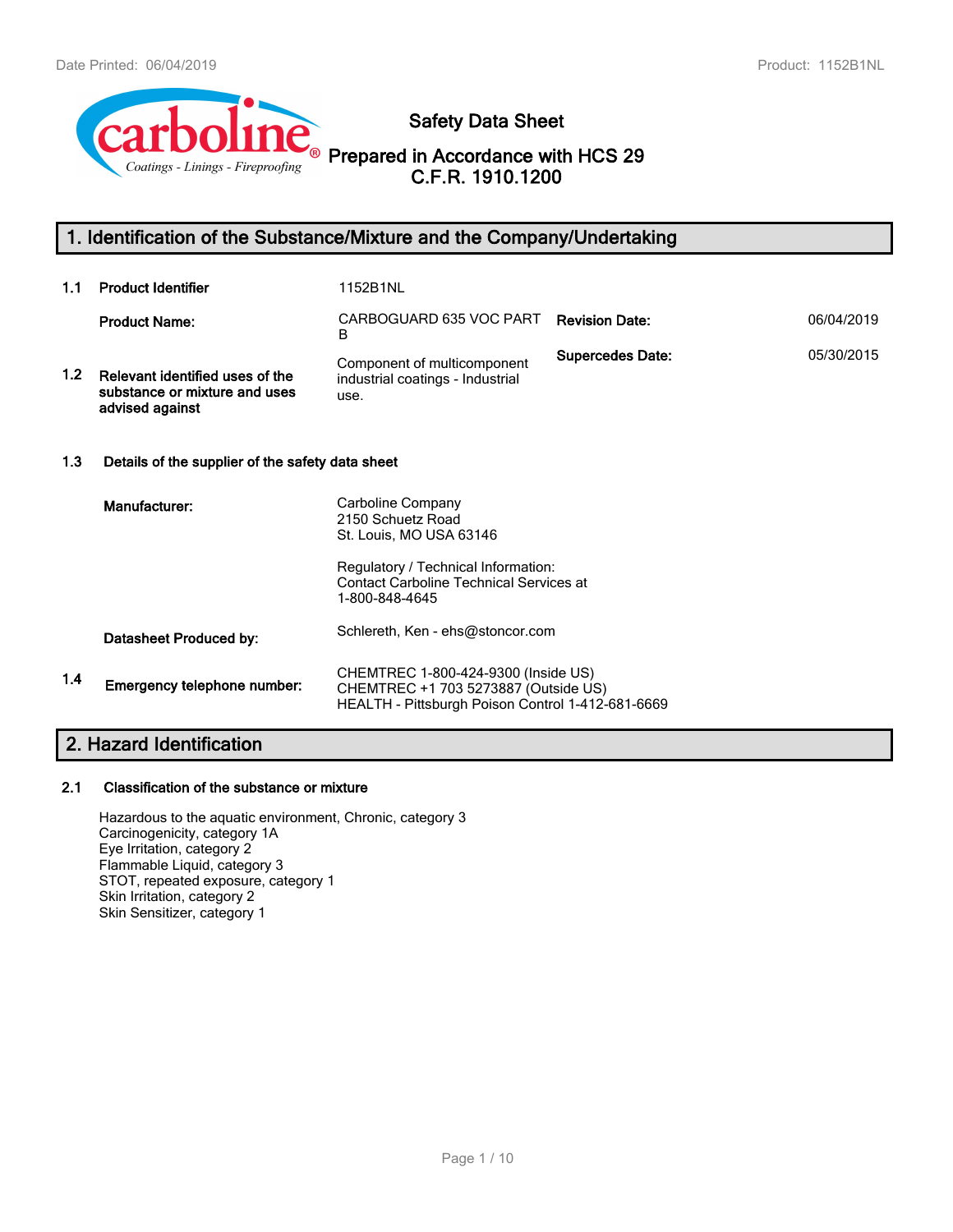# Safety Data Sheet

## Prepared in Accordance with HCS 29 C.F.R. 1910.1200

## 1. Identification of the Substance/Mixture and the Company/Undertaking

**1.1 Product Identifier** 1152B1NL

**Product Name:** CARBOGUARD 635 VOC PART B

**Revision Date:** 06/04/2019

**Supercedes Date:** 05/30/2015

**1.2 Relevant identified uses of the substance or mixture and uses advised against**

Component of multicomponent industrial coatings - Industrial use.

**1.3 Details of the supplier of the safety data sheet**

**Manufacturer:**

Carboline Company
2150 Schuetz Road
St. Louis, MO USA 63146

Regulatory / Technical Information:
Contact Carboline Technical Services at 1-800-848-4645

**Datasheet Produced by:** Schlereth, Ken - ehs@stoncor.com

**1.4 Emergency telephone number:**

CHEMTREC 1-800-424-9300 (Inside US)
CHEMTREC +1 703 5273887 (Outside US)
HEALTH - Pittsburgh Poison Control 1-412-681-6669

## 2. Hazard Identification

**2.1 Classification of the substance or mixture**

Hazardous to the aquatic environment, Chronic, category 3
Carcinogenicity, category 1A
Eye Irritation, category 2
Flammable Liquid, category 3
STOT, repeated exposure, category 1
Skin Irritation, category 2
Skin Sensitizer, category 1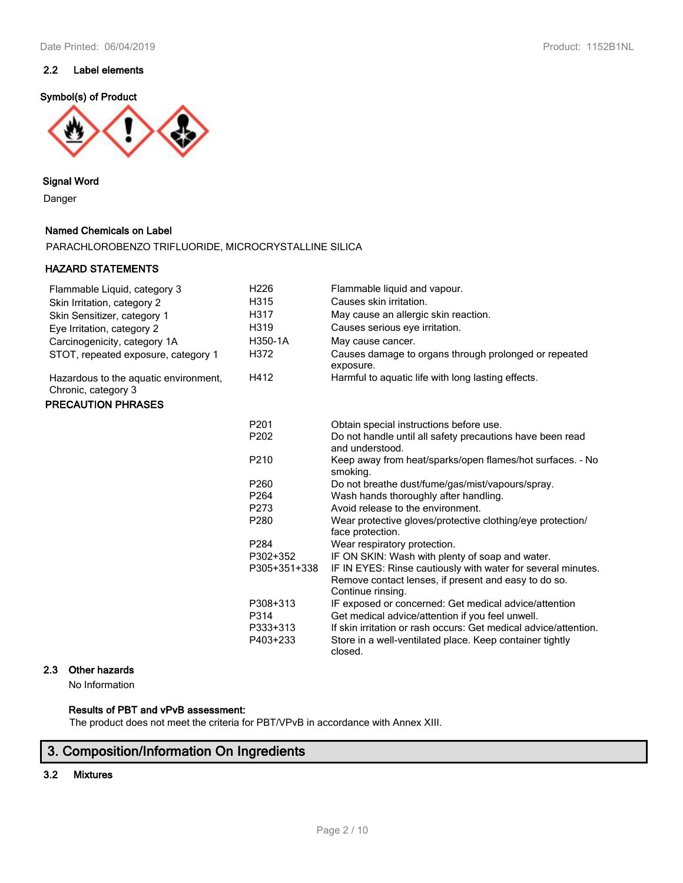### 2.2 Label elements

**Symbol(s) of Product**

**Signal Word**

Danger

**Named Chemicals on Label**

PARACHLOROBENZO TRIFLUORIDE, MICROCRYSTALLINE SILICA

**HAZARD STATEMENTS**

| | | |
|---|---|---|
| Flammable Liquid, category 3 | H226 | Flammable liquid and vapour. |
| Skin Irritation, category 2 | H315 | Causes skin irritation. |
| Skin Sensitizer, category 1 | H317 | May cause an allergic skin reaction. |
| Eye Irritation, category 2 | H319 | Causes serious eye irritation. |
| Carcinogenicity, category 1A | H350-1A | May cause cancer. |
| STOT, repeated exposure, category 1 | H372 | Causes damage to organs through prolonged or repeated exposure. |
| Hazardous to the aquatic environment, Chronic, category 3 | H412 | Harmful to aquatic life with long lasting effects. |

**PRECAUTION PHRASES**

| | |
|---|---|
| P201 | Obtain special instructions before use. |
| P202 | Do not handle until all safety precautions have been read and understood. |
| P210 | Keep away from heat/sparks/open flames/hot surfaces. - No smoking. |
| P260 | Do not breathe dust/fume/gas/mist/vapours/spray. |
| P264 | Wash hands thoroughly after handling. |
| P273 | Avoid release to the environment. |
| P280 | Wear protective gloves/protective clothing/eye protection/ face protection. |
| P284 | Wear respiratory protection. |
| P302+352 | IF ON SKIN: Wash with plenty of soap and water. |
| P305+351+338 | IF IN EYES: Rinse cautiously with water for several minutes. Remove contact lenses, if present and easy to do so. Continue rinsing. |
| P308+313 | IF exposed or concerned: Get medical advice/attention |
| P314 | Get medical advice/attention if you feel unwell. |
| P333+313 | If skin irritation or rash occurs: Get medical advice/attention. |
| P403+233 | Store in a well-ventilated place. Keep container tightly closed. |

### 2.3 Other hazards

No Information

**Results of PBT and vPvB assessment:**

The product does not meet the criteria for PBT/VPvB in accordance with Annex XIII.

## 3. Composition/Information On Ingredients

### 3.2 Mixtures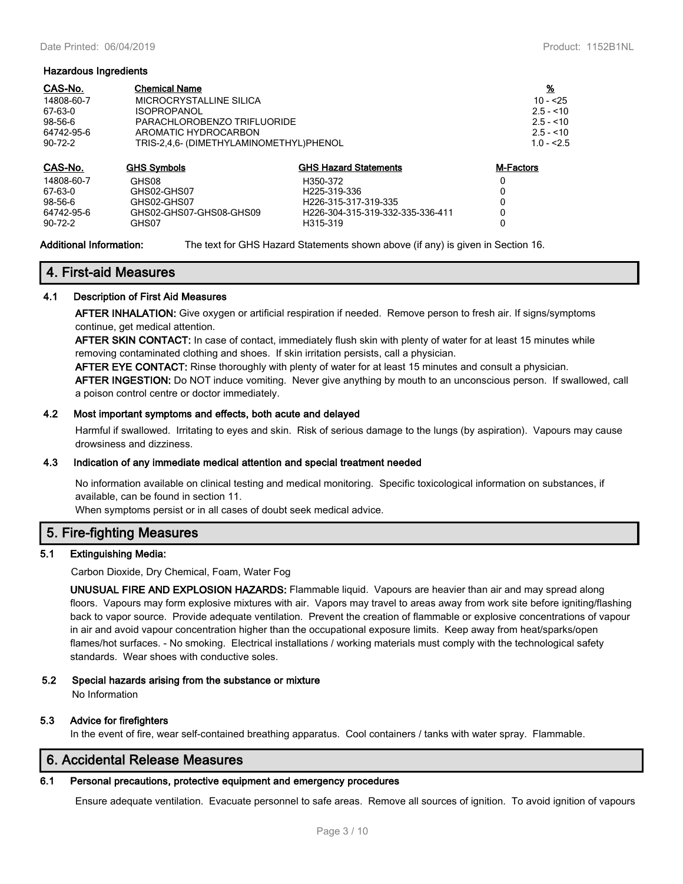### Hazardous Ingredients

| CAS-No. | Chemical Name | % |
|---|---|---|
| 14808-60-7 | MICROCRYSTALLINE SILICA | 10 - <25 |
| 67-63-0 | ISOPROPANOL | 2.5 - <10 |
| 98-56-6 | PARACHLOROBENZO TRIFLUORIDE | 2.5 - <10 |
| 64742-95-6 | AROMATIC HYDROCARBON | 2.5 - <10 |
| 90-72-2 | TRIS-2,4,6- (DIMETHYLAMINOMETHYL)PHENOL | 1.0 - <2.5 |

| CAS-No. | GHS Symbols | GHS Hazard Statements | M-Factors |
|---|---|---|---|
| 14808-60-7 | GHS08 | H350-372 | 0 |
| 67-63-0 | GHS02-GHS07 | H225-319-336 | 0 |
| 98-56-6 | GHS02-GHS07 | H226-315-317-319-335 | 0 |
| 64742-95-6 | GHS02-GHS07-GHS08-GHS09 | H226-304-315-319-332-335-336-411 | 0 |
| 90-72-2 | GHS07 | H315-319 | 0 |

**Additional Information:** The text for GHS Hazard Statements shown above (if any) is given in Section 16.

## 4. First-aid Measures

### 4.1 Description of First Aid Measures

**AFTER INHALATION:** Give oxygen or artificial respiration if needed. Remove person to fresh air. If signs/symptoms continue, get medical attention.

**AFTER SKIN CONTACT:** In case of contact, immediately flush skin with plenty of water for at least 15 minutes while removing contaminated clothing and shoes. If skin irritation persists, call a physician.

**AFTER EYE CONTACT:** Rinse thoroughly with plenty of water for at least 15 minutes and consult a physician.

**AFTER INGESTION:** Do NOT induce vomiting. Never give anything by mouth to an unconscious person. If swallowed, call a poison control centre or doctor immediately.

### 4.2 Most important symptoms and effects, both acute and delayed

Harmful if swallowed. Irritating to eyes and skin. Risk of serious damage to the lungs (by aspiration). Vapours may cause drowsiness and dizziness.

### 4.3 Indication of any immediate medical attention and special treatment needed

No information available on clinical testing and medical monitoring. Specific toxicological information on substances, if available, can be found in section 11.

When symptoms persist or in all cases of doubt seek medical advice.

## 5. Fire-fighting Measures

### 5.1 Extinguishing Media:

Carbon Dioxide, Dry Chemical, Foam, Water Fog

**UNUSUAL FIRE AND EXPLOSION HAZARDS:** Flammable liquid. Vapours are heavier than air and may spread along floors. Vapours may form explosive mixtures with air. Vapors may travel to areas away from work site before igniting/flashing back to vapor source. Provide adequate ventilation. Prevent the creation of flammable or explosive concentrations of vapour in air and avoid vapour concentration higher than the occupational exposure limits. Keep away from heat/sparks/open flames/hot surfaces. - No smoking. Electrical installations / working materials must comply with the technological safety standards. Wear shoes with conductive soles.

### 5.2 Special hazards arising from the substance or mixture

No Information

### 5.3 Advice for firefighters

In the event of fire, wear self-contained breathing apparatus. Cool containers / tanks with water spray. Flammable.

## 6. Accidental Release Measures

### 6.1 Personal precautions, protective equipment and emergency procedures

Ensure adequate ventilation. Evacuate personnel to safe areas. Remove all sources of ignition. To avoid ignition of vapours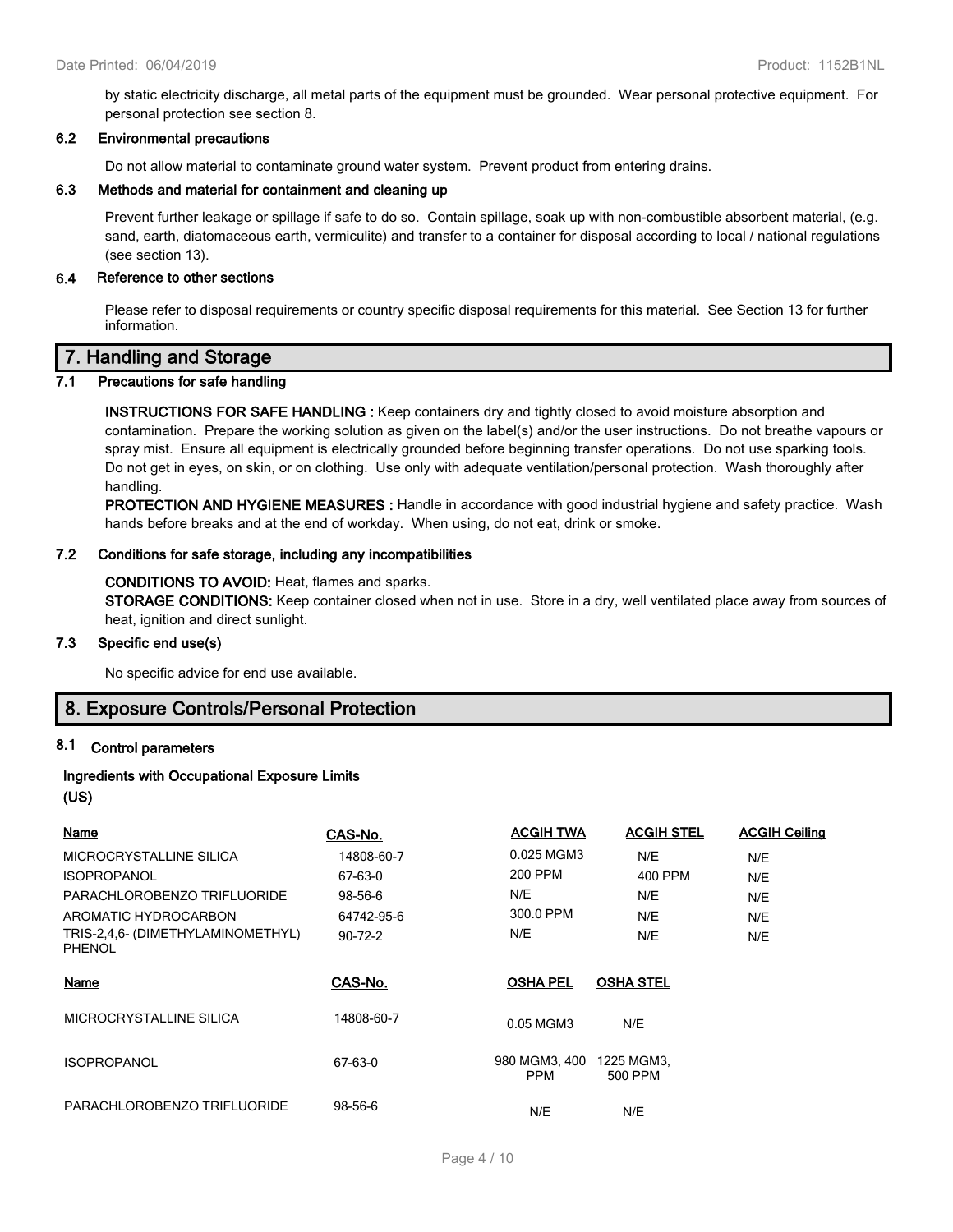by static electricity discharge, all metal parts of the equipment must be grounded. Wear personal protective equipment. For personal protection see section 8.

### 6.2 Environmental precautions

Do not allow material to contaminate ground water system. Prevent product from entering drains.

### 6.3 Methods and material for containment and cleaning up

Prevent further leakage or spillage if safe to do so. Contain spillage, soak up with non-combustible absorbent material, (e.g. sand, earth, diatomaceous earth, vermiculite) and transfer to a container for disposal according to local / national regulations (see section 13).

### 6.4 Reference to other sections

Please refer to disposal requirements or country specific disposal requirements for this material. See Section 13 for further information.

## 7. Handling and Storage

### 7.1 Precautions for safe handling

**INSTRUCTIONS FOR SAFE HANDLING :** Keep containers dry and tightly closed to avoid moisture absorption and contamination. Prepare the working solution as given on the label(s) and/or the user instructions. Do not breathe vapours or spray mist. Ensure all equipment is electrically grounded before beginning transfer operations. Do not use sparking tools. Do not get in eyes, on skin, or on clothing. Use only with adequate ventilation/personal protection. Wash thoroughly after handling.

**PROTECTION AND HYGIENE MEASURES :** Handle in accordance with good industrial hygiene and safety practice. Wash hands before breaks and at the end of workday. When using, do not eat, drink or smoke.

### 7.2 Conditions for safe storage, including any incompatibilities

**CONDITIONS TO AVOID:** Heat, flames and sparks.

**STORAGE CONDITIONS:** Keep container closed when not in use. Store in a dry, well ventilated place away from sources of heat, ignition and direct sunlight.

### 7.3 Specific end use(s)

No specific advice for end use available.

## 8. Exposure Controls/Personal Protection

### 8.1 Control parameters

**Ingredients with Occupational Exposure Limits (US)**

| Name | CAS-No. | ACGIH TWA | ACGIH STEL | ACGIH Ceiling |
|---|---|---|---|---|
| MICROCRYSTALLINE SILICA | 14808-60-7 | 0.025 MGM3 | N/E | N/E |
| ISOPROPANOL | 67-63-0 | 200 PPM | 400 PPM | N/E |
| PARACHLOROBENZO TRIFLUORIDE | 98-56-6 | N/E | N/E | N/E |
| AROMATIC HYDROCARBON | 64742-95-6 | 300.0 PPM | N/E | N/E |
| TRIS-2,4,6- (DIMETHYLAMINOMETHYL) PHENOL | 90-72-2 | N/E | N/E | N/E |

| Name | CAS-No. | OSHA PEL | OSHA STEL |
|---|---|---|---|
| MICROCRYSTALLINE SILICA | 14808-60-7 | 0.05 MGM3 | N/E |
| ISOPROPANOL | 67-63-0 | 980 MGM3, 400 PPM | 1225 MGM3, 500 PPM |
| PARACHLOROBENZO TRIFLUORIDE | 98-56-6 | N/E | N/E |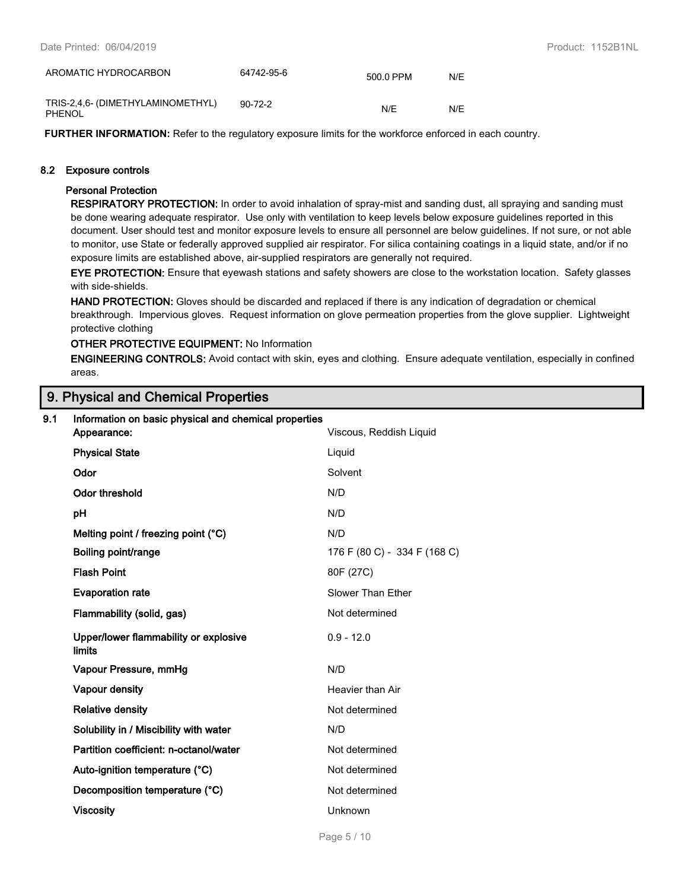| AROMATIC HYDROCARBON | 64742-95-6 | 500.0 PPM | N/E |
|---|---|---|---|
| TRIS-2,4,6- (DIMETHYLAMINOMETHYL) PHENOL | 90-72-2 | N/E | N/E |

**FURTHER INFORMATION:** Refer to the regulatory exposure limits for the workforce enforced in each country.

### 8.2 Exposure controls

**Personal Protection**

**RESPIRATORY PROTECTION:** In order to avoid inhalation of spray-mist and sanding dust, all spraying and sanding must be done wearing adequate respirator. Use only with ventilation to keep levels below exposure guidelines reported in this document. User should test and monitor exposure levels to ensure all personnel are below guidelines. If not sure, or not able to monitor, use State or federally approved supplied air respirator. For silica containing coatings in a liquid state, and/or if no exposure limits are established above, air-supplied respirators are generally not required.

**EYE PROTECTION:** Ensure that eyewash stations and safety showers are close to the workstation location. Safety glasses with side-shields.

**HAND PROTECTION:** Gloves should be discarded and replaced if there is any indication of degradation or chemical breakthrough. Impervious gloves. Request information on glove permeation properties from the glove supplier. Lightweight protective clothing

**OTHER PROTECTIVE EQUIPMENT:** No Information

**ENGINEERING CONTROLS:** Avoid contact with skin, eyes and clothing. Ensure adequate ventilation, especially in confined areas.

## 9. Physical and Chemical Properties

### 9.1 Information on basic physical and chemical properties

| Property | Value |
|---|---|
| **Appearance:** | Viscous, Reddish Liquid |
| **Physical State** | Liquid |
| **Odor** | Solvent |
| **Odor threshold** | N/D |
| **pH** | N/D |
| **Melting point / freezing point (°C)** | N/D |
| **Boiling point/range** | 176 F (80 C) - 334 F (168 C) |
| **Flash Point** | 80F (27C) |
| **Evaporation rate** | Slower Than Ether |
| **Flammability (solid, gas)** | Not determined |
| **Upper/lower flammability or explosive limits** | 0.9 - 12.0 |
| **Vapour Pressure, mmHg** | N/D |
| **Vapour density** | Heavier than Air |
| **Relative density** | Not determined |
| **Solubility in / Miscibility with water** | N/D |
| **Partition coefficient: n-octanol/water** | Not determined |
| **Auto-ignition temperature (°C)** | Not determined |
| **Decomposition temperature (°C)** | Not determined |
| **Viscosity** | Unknown |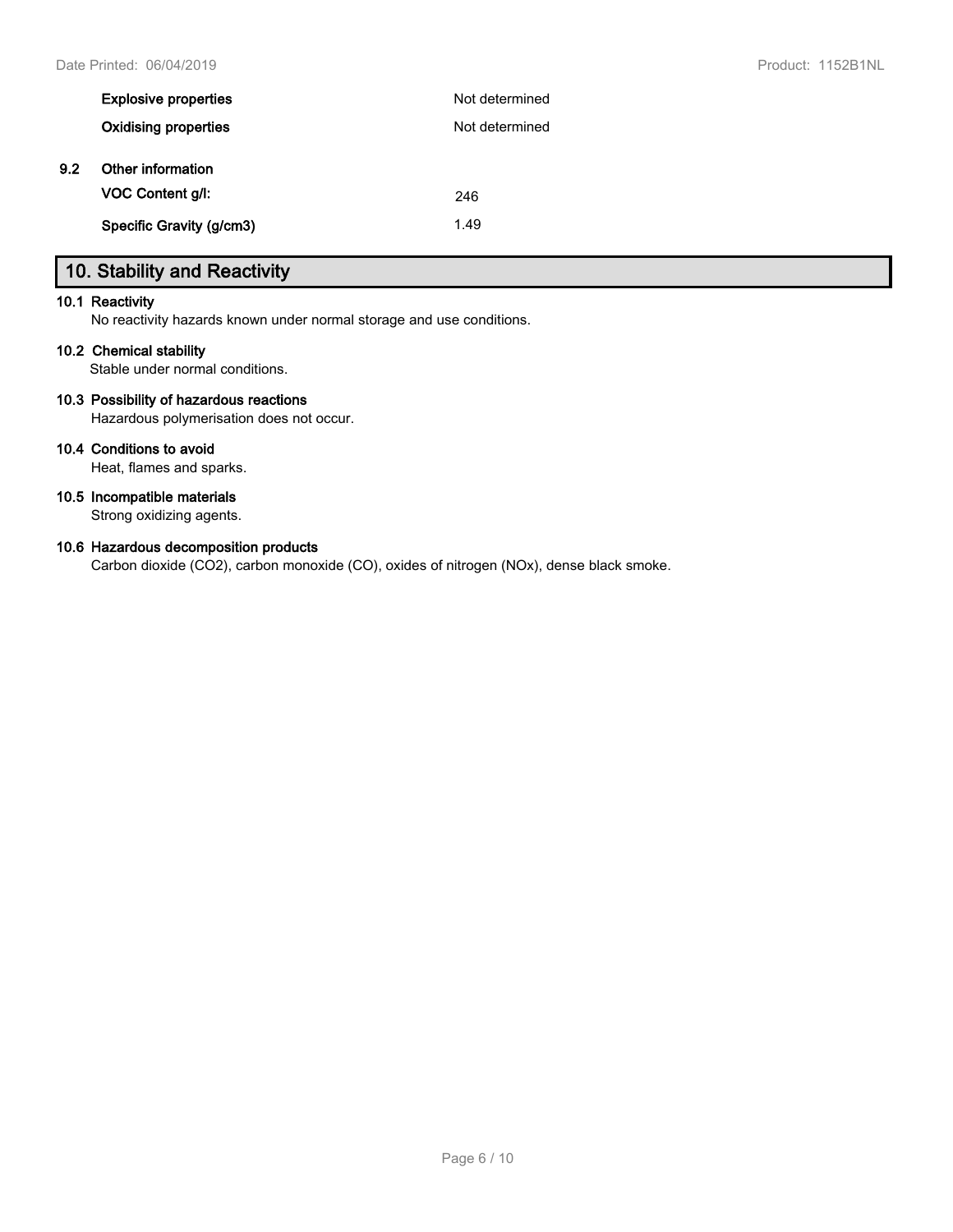| | |
|---|---|
| **Explosive properties** | Not determined |
| **Oxidising properties** | Not determined |

### 9.2 Other information

| | |
|---|---|
| **VOC Content g/l:** | 246 |
| **Specific Gravity (g/cm3)** | 1.49 |

## 10. Stability and Reactivity

### 10.1 Reactivity

No reactivity hazards known under normal storage and use conditions.

### 10.2 Chemical stability

Stable under normal conditions.

### 10.3 Possibility of hazardous reactions

Hazardous polymerisation does not occur.

### 10.4 Conditions to avoid

Heat, flames and sparks.

### 10.5 Incompatible materials

Strong oxidizing agents.

### 10.6 Hazardous decomposition products

Carbon dioxide ($CO_2$), carbon monoxide (CO), oxides of nitrogen ($NO_x$), dense black smoke.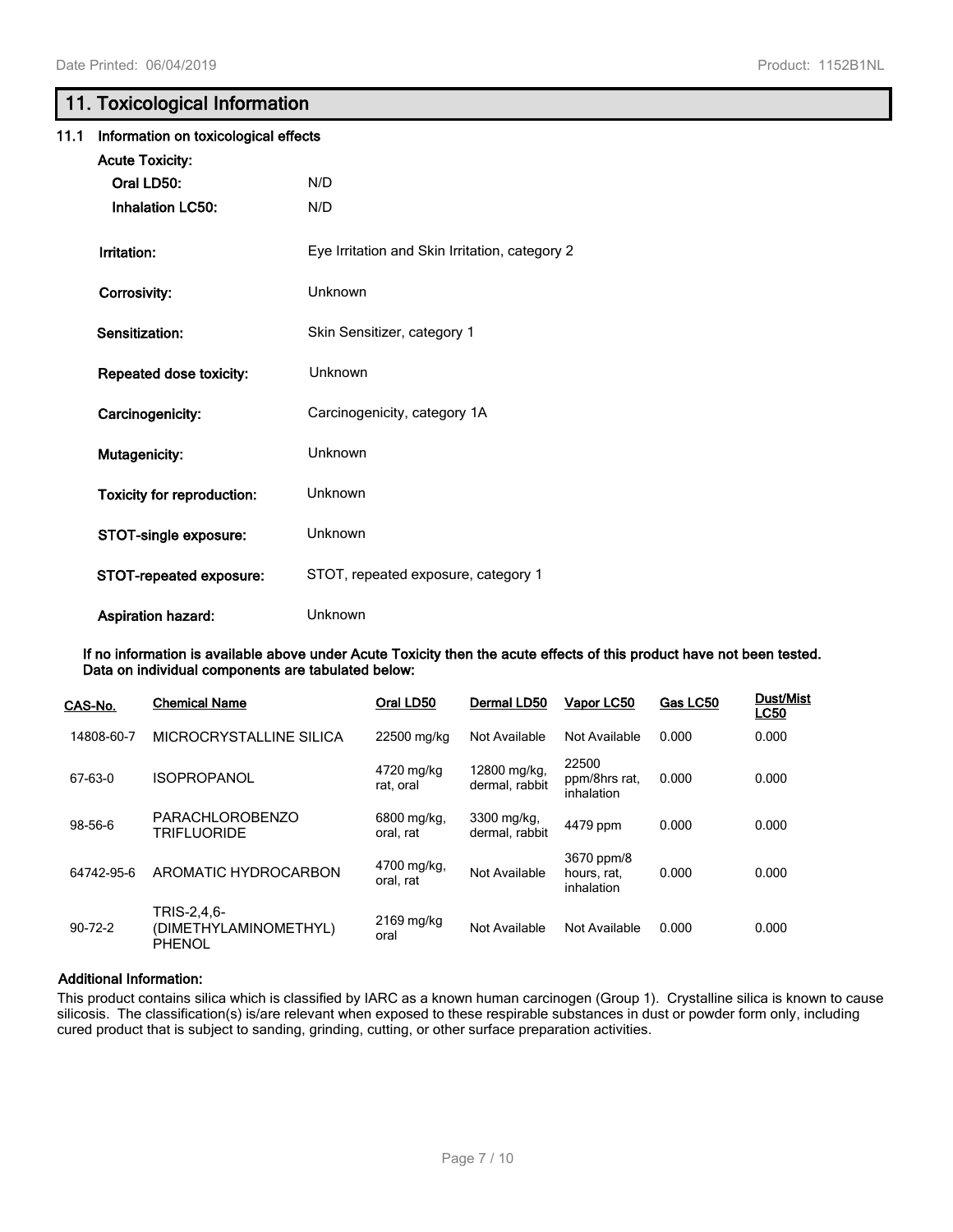## 11. Toxicological Information

### 11.1 Information on toxicological effects

**Acute Toxicity:**

| | |
|---|---|
| **Oral LD50:** | N/D |
| **Inhalation LC50:** | N/D |
| **Irritation:** | Eye Irritation and Skin Irritation, category 2 |
| **Corrosivity:** | Unknown |
| **Sensitization:** | Skin Sensitizer, category 1 |
| **Repeated dose toxicity:** | Unknown |
| **Carcinogenicity:** | Carcinogenicity, category 1A |
| **Mutagenicity:** | Unknown |
| **Toxicity for reproduction:** | Unknown |
| **STOT-single exposure:** | Unknown |
| **STOT-repeated exposure:** | STOT, repeated exposure, category 1 |
| **Aspiration hazard:** | Unknown |

**If no information is available above under Acute Toxicity then the acute effects of this product have not been tested. Data on individual components are tabulated below:**

| CAS-No. | Chemical Name | Oral LD50 | Dermal LD50 | Vapor LC50 | Gas LC50 | Dust/Mist LC50 |
|---|---|---|---|---|---|---|
| 14808-60-7 | MICROCRYSTALLINE SILICA | 22500 mg/kg | Not Available | Not Available | 0.000 | 0.000 |
| 67-63-0 | ISOPROPANOL | 4720 mg/kg rat, oral | 12800 mg/kg, dermal, rabbit | 22500 ppm/8hrs rat, inhalation | 0.000 | 0.000 |
| 98-56-6 | PARACHLOROBENZO TRIFLUORIDE | 6800 mg/kg, oral, rat | 3300 mg/kg, dermal, rabbit | 4479 ppm | 0.000 | 0.000 |
| 64742-95-6 | AROMATIC HYDROCARBON | 4700 mg/kg, oral, rat | Not Available | 3670 ppm/8 hours, rat, inhalation | 0.000 | 0.000 |
| 90-72-2 | TRIS-2,4,6-(DIMETHYLAMINOMETHYL) PHENOL | 2169 mg/kg oral | Not Available | Not Available | 0.000 | 0.000 |

**Additional Information:**

This product contains silica which is classified by IARC as a known human carcinogen (Group 1). Crystalline silica is known to cause silicosis. The classification(s) is/are relevant when exposed to these respirable substances in dust or powder form only, including cured product that is subject to sanding, grinding, cutting, or other surface preparation activities.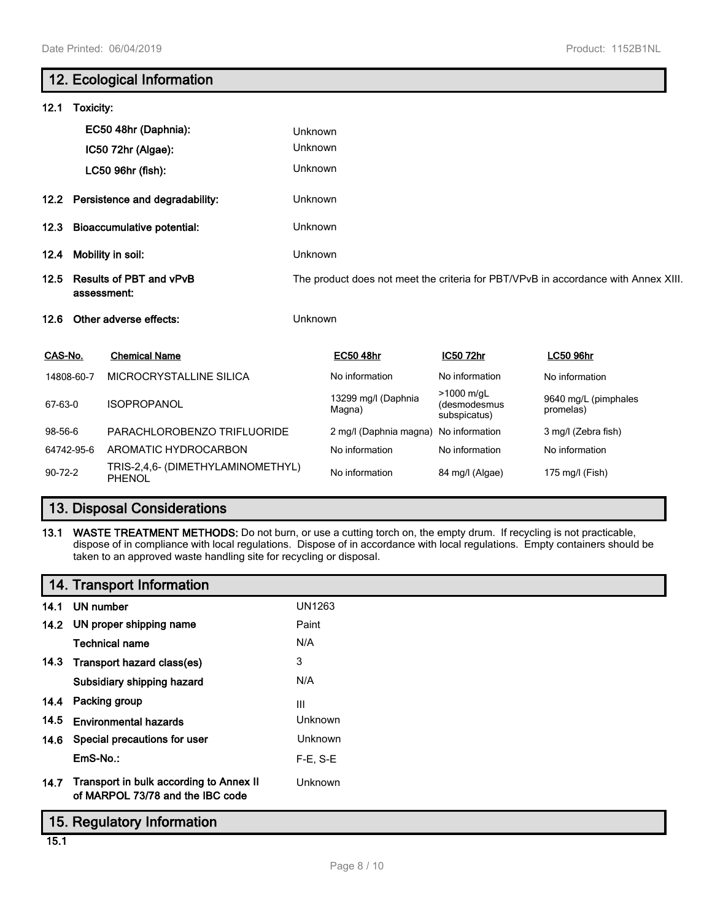## 12. Ecological Information

**12.1 Toxicity:**

| | |
|---|---|
| **EC50 48hr (Daphnia):** | Unknown |
| **IC50 72hr (Algae):** | Unknown |
| **LC50 96hr (fish):** | Unknown |

| | |
|---|---|
| **12.2 Persistence and degradability:** | Unknown |
| **12.3 Bioaccumulative potential:** | Unknown |
| **12.4 Mobility in soil:** | Unknown |
| **12.5 Results of PBT and vPvB assessment:** | The product does not meet the criteria for PBT/VPvB in accordance with Annex XIII. |
| **12.6 Other adverse effects:** | Unknown |

| CAS-No. | Chemical Name | EC50 48hr | IC50 72hr | LC50 96hr |
|---|---|---|---|---|
| 14808-60-7 | MICROCRYSTALLINE SILICA | No information | No information | No information |
| 67-63-0 | ISOPROPANOL | 13299 mg/l (Daphnia Magna) | >1000 m/gL (desmodesmus subspicatus) | 9640 mg/L (pimphales promelas) |
| 98-56-6 | PARACHLOROBENZO TRIFLUORIDE | 2 mg/l (Daphnia magna) | No information | 3 mg/l (Zebra fish) |
| 64742-95-6 | AROMATIC HYDROCARBON | No information | No information | No information |
| 90-72-2 | TRIS-2,4,6- (DIMETHYLAMINOMETHYL) PHENOL | No information | 84 mg/l (Algae) | 175 mg/l (Fish) |

## 13. Disposal Considerations

**13.1 WASTE TREATMENT METHODS:** Do not burn, or use a cutting torch on, the empty drum. If recycling is not practicable, dispose of in compliance with local regulations. Dispose of in accordance with local regulations. Empty containers should be taken to an approved waste handling site for recycling or disposal.

## 14. Transport Information

| | |
|---|---|
| **14.1 UN number** | UN1263 |
| **14.2 UN proper shipping name** | Paint |
| **Technical name** | N/A |
| **14.3 Transport hazard class(es)** | 3 |
| **Subsidiary shipping hazard** | N/A |
| **14.4 Packing group** | III |
| **14.5 Environmental hazards** | Unknown |
| **14.6 Special precautions for user** | Unknown |
| **EmS-No.:** | F-E, S-E |
| **14.7 Transport in bulk according to Annex II of MARPOL 73/78 and the IBC code** | Unknown |

## 15. Regulatory Information

**15.1**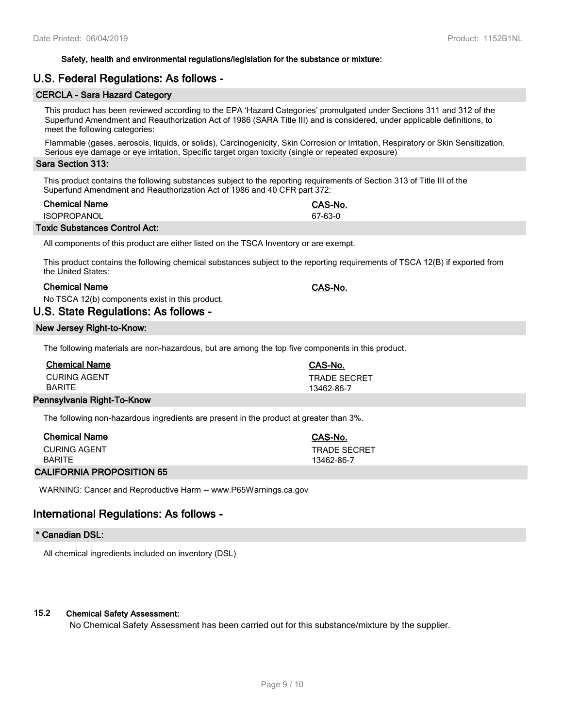**Safety, health and environmental regulations/legislation for the substance or mixture:**

## U.S. Federal Regulations: As follows -

### CERCLA - Sara Hazard Category

This product has been reviewed according to the EPA 'Hazard Categories' promulgated under Sections 311 and 312 of the Superfund Amendment and Reauthorization Act of 1986 (SARA Title III) and is considered, under applicable definitions, to meet the following categories:

Flammable (gases, aerosols, liquids, or solids), Carcinogenicity, Skin Corrosion or Irritation, Respiratory or Skin Sensitization, Serious eye damage or eye irritation, Specific target organ toxicity (single or repeated exposure)

### Sara Section 313:

This product contains the following substances subject to the reporting requirements of Section 313 of Title III of the Superfund Amendment and Reauthorization Act of 1986 and 40 CFR part 372:

| Chemical Name | CAS-No. |
|---|---|
| ISOPROPANOL | 67-63-0 |

### Toxic Substances Control Act:

All components of this product are either listed on the TSCA Inventory or are exempt.

This product contains the following chemical substances subject to the reporting requirements of TSCA 12(B) if exported from the United States:

| Chemical Name | CAS-No. |
|---|---|

No TSCA 12(b) components exist in this product.

## U.S. State Regulations: As follows -

### New Jersey Right-to-Know:

The following materials are non-hazardous, but are among the top five components in this product.

| Chemical Name | CAS-No. |
|---|---|
| CURING AGENT | TRADE SECRET |
| BARITE | 13462-86-7 |

### Pennsylvania Right-To-Know

The following non-hazardous ingredients are present in the product at greater than 3%.

| Chemical Name | CAS-No. |
|---|---|
| CURING AGENT | TRADE SECRET |
| BARITE | 13462-86-7 |

### CALIFORNIA PROPOSITION 65

WARNING: Cancer and Reproductive Harm -- www.P65Warnings.ca.gov

## International Regulations: As follows -

### * Canadian DSL:

All chemical ingredients included on inventory (DSL)

### 15.2 Chemical Safety Assessment:

No Chemical Safety Assessment has been carried out for this substance/mixture by the supplier.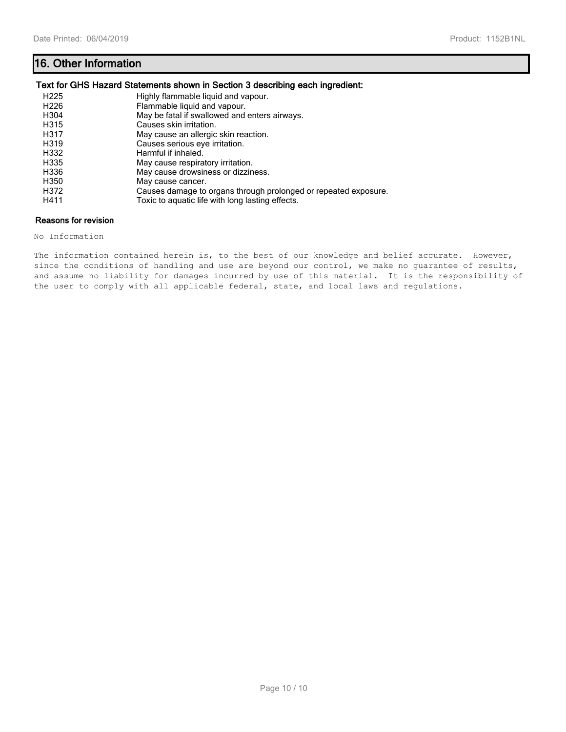## 16. Other Information

### Text for GHS Hazard Statements shown in Section 3 describing each ingredient:

| | |
|---|---|
| H225 | Highly flammable liquid and vapour. |
| H226 | Flammable liquid and vapour. |
| H304 | May be fatal if swallowed and enters airways. |
| H315 | Causes skin irritation. |
| H317 | May cause an allergic skin reaction. |
| H319 | Causes serious eye irritation. |
| H332 | Harmful if inhaled. |
| H335 | May cause respiratory irritation. |
| H336 | May cause drowsiness or dizziness. |
| H350 | May cause cancer. |
| H372 | Causes damage to organs through prolonged or repeated exposure. |
| H411 | Toxic to aquatic life with long lasting effects. |

### Reasons for revision

No Information

The information contained herein is, to the best of our knowledge and belief accurate. However, since the conditions of handling and use are beyond our control, we make no guarantee of results, and assume no liability for damages incurred by use of this material. It is the responsibility of the user to comply with all applicable federal, state, and local laws and regulations.